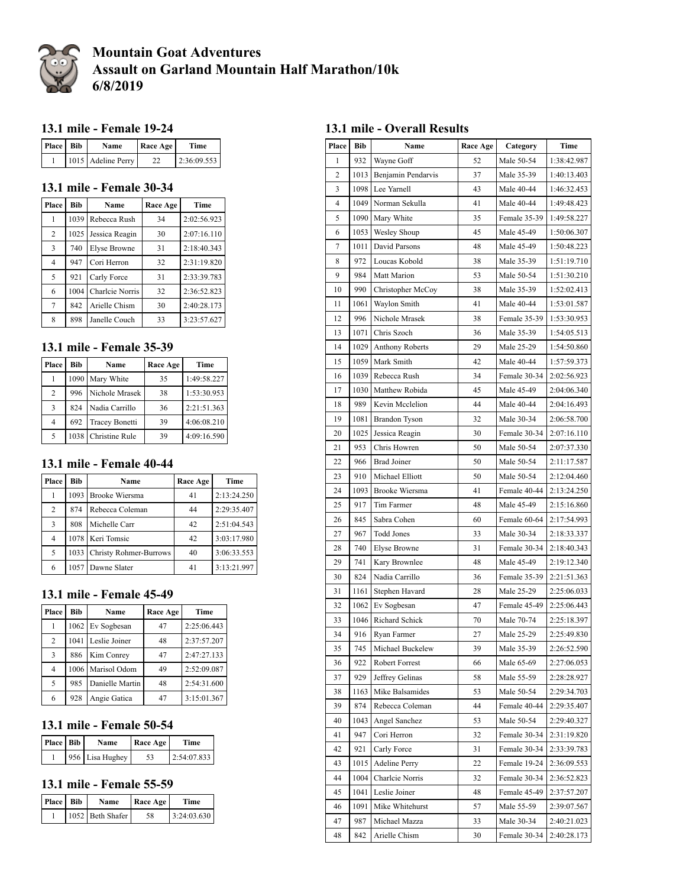# Mountain Goat Adventures
# Assault on Garland Mountain Half Marathon/10k
# 6/8/2019

## 13.1 mile - Female 19-24

| Place | Bib | Name | Race Age | Time |
|---|---|---|---|---|
| 1 | 1015 | Adeline Perry | 22 | 2:36:09.553 |

## 13.1 mile - Female 30-34

| Place | Bib | Name | Race Age | Time |
|---|---|---|---|---|
| 1 | 1039 | Rebecca Rush | 34 | 2:02:56.923 |
| 2 | 1025 | Jessica Reagin | 30 | 2:07:16.110 |
| 3 | 740 | Elyse Browne | 31 | 2:18:40.343 |
| 4 | 947 | Cori Herron | 32 | 2:31:19.820 |
| 5 | 921 | Carly Force | 31 | 2:33:39.783 |
| 6 | 1004 | Charlcie Norris | 32 | 2:36:52.823 |
| 7 | 842 | Arielle Chism | 30 | 2:40:28.173 |
| 8 | 898 | Janelle Couch | 33 | 3:23:57.627 |

## 13.1 mile - Female 35-39

| Place | Bib | Name | Race Age | Time |
|---|---|---|---|---|
| 1 | 1090 | Mary White | 35 | 1:49:58.227 |
| 2 | 996 | Nichole Mrasek | 38 | 1:53:30.953 |
| 3 | 824 | Nadia Carrillo | 36 | 2:21:51.363 |
| 4 | 692 | Tracey Bonetti | 39 | 4:06:08.210 |
| 5 | 1038 | Christine Rule | 39 | 4:09:16.590 |

## 13.1 mile - Female 40-44

| Place | Bib | Name | Race Age | Time |
|---|---|---|---|---|
| 1 | 1093 | Brooke Wiersma | 41 | 2:13:24.250 |
| 2 | 874 | Rebecca Coleman | 44 | 2:29:35.407 |
| 3 | 808 | Michelle Carr | 42 | 2:51:04.543 |
| 4 | 1078 | Keri Tomsic | 42 | 3:03:17.980 |
| 5 | 1033 | Christy Rohmer-Burrows | 40 | 3:06:33.553 |
| 6 | 1057 | Dawne Slater | 41 | 3:13:21.997 |

## 13.1 mile - Female 45-49

| Place | Bib | Name | Race Age | Time |
|---|---|---|---|---|
| 1 | 1062 | Ev Sogbesan | 47 | 2:25:06.443 |
| 2 | 1041 | Leslie Joiner | 48 | 2:37:57.207 |
| 3 | 886 | Kim Conrey | 47 | 2:47:27.133 |
| 4 | 1006 | Marisol Odom | 49 | 2:52:09.087 |
| 5 | 985 | Danielle Martin | 48 | 2:54:31.600 |
| 6 | 928 | Angie Gatica | 47 | 3:15:01.367 |

## 13.1 mile - Female 50-54

| Place | Bib | Name | Race Age | Time |
|---|---|---|---|---|
| 1 | 956 | Lisa Hughey | 53 | 2:54:07.833 |

## 13.1 mile - Female 55-59

| Place | Bib | Name | Race Age | Time |
|---|---|---|---|---|
| 1 | 1052 | Beth Shafer | 58 | 3:24:03.630 |

## 13.1 mile - Overall Results

| Place | Bib | Name | Race Age | Category | Time |
|---|---|---|---|---|---|
| 1 | 932 | Wayne Goff | 52 | Male 50-54 | 1:38:42.987 |
| 2 | 1013 | Benjamin Pendarvis | 37 | Male 35-39 | 1:40:13.403 |
| 3 | 1098 | Lee Yarnell | 43 | Male 40-44 | 1:46:32.453 |
| 4 | 1049 | Norman Sekulla | 41 | Male 40-44 | 1:49:48.423 |
| 5 | 1090 | Mary White | 35 | Female 35-39 | 1:49:58.227 |
| 6 | 1053 | Wesley Shoup | 45 | Male 45-49 | 1:50:06.307 |
| 7 | 1011 | David Parsons | 48 | Male 45-49 | 1:50:48.223 |
| 8 | 972 | Loucas Kobold | 38 | Male 35-39 | 1:51:19.710 |
| 9 | 984 | Matt Marion | 53 | Male 50-54 | 1:51:30.210 |
| 10 | 990 | Christopher McCoy | 38 | Male 35-39 | 1:52:02.413 |
| 11 | 1061 | Waylon Smith | 41 | Male 40-44 | 1:53:01.587 |
| 12 | 996 | Nichole Mrasek | 38 | Female 35-39 | 1:53:30.953 |
| 13 | 1071 | Chris Szoch | 36 | Male 35-39 | 1:54:05.513 |
| 14 | 1029 | Anthony Roberts | 29 | Male 25-29 | 1:54:50.860 |
| 15 | 1059 | Mark Smith | 42 | Male 40-44 | 1:57:59.373 |
| 16 | 1039 | Rebecca Rush | 34 | Female 30-34 | 2:02:56.923 |
| 17 | 1030 | Matthew Robida | 45 | Male 45-49 | 2:04:06.340 |
| 18 | 989 | Kevin Mcclelion | 44 | Male 40-44 | 2:04:16.493 |
| 19 | 1081 | Brandon Tyson | 32 | Male 30-34 | 2:06:58.700 |
| 20 | 1025 | Jessica Reagin | 30 | Female 30-34 | 2:07:16.110 |
| 21 | 953 | Chris Howren | 50 | Male 50-54 | 2:07:37.330 |
| 22 | 966 | Brad Joiner | 50 | Male 50-54 | 2:11:17.587 |
| 23 | 910 | Michael Elliott | 50 | Male 50-54 | 2:12:04.460 |
| 24 | 1093 | Brooke Wiersma | 41 | Female 40-44 | 2:13:24.250 |
| 25 | 917 | Tim Farmer | 48 | Male 45-49 | 2:15:16.860 |
| 26 | 845 | Sabra Cohen | 60 | Female 60-64 | 2:17:54.993 |
| 27 | 967 | Todd Jones | 33 | Male 30-34 | 2:18:33.337 |
| 28 | 740 | Elyse Browne | 31 | Female 30-34 | 2:18:40.343 |
| 29 | 741 | Kary Brownlee | 48 | Male 45-49 | 2:19:12.340 |
| 30 | 824 | Nadia Carrillo | 36 | Female 35-39 | 2:21:51.363 |
| 31 | 1161 | Stephen Havard | 28 | Male 25-29 | 2:25:06.033 |
| 32 | 1062 | Ev Sogbesan | 47 | Female 45-49 | 2:25:06.443 |
| 33 | 1046 | Richard Schick | 70 | Male 70-74 | 2:25:18.397 |
| 34 | 916 | Ryan Farmer | 27 | Male 25-29 | 2:25:49.830 |
| 35 | 745 | Michael Buckelew | 39 | Male 35-39 | 2:26:52.590 |
| 36 | 922 | Robert Forrest | 66 | Male 65-69 | 2:27:06.053 |
| 37 | 929 | Jeffrey Gelinas | 58 | Male 55-59 | 2:28:28.927 |
| 38 | 1163 | Mike Balsamides | 53 | Male 50-54 | 2:29:34.703 |
| 39 | 874 | Rebecca Coleman | 44 | Female 40-44 | 2:29:35.407 |
| 40 | 1043 | Angel Sanchez | 53 | Male 50-54 | 2:29:40.327 |
| 41 | 947 | Cori Herron | 32 | Female 30-34 | 2:31:19.820 |
| 42 | 921 | Carly Force | 31 | Female 30-34 | 2:33:39.783 |
| 43 | 1015 | Adeline Perry | 22 | Female 19-24 | 2:36:09.553 |
| 44 | 1004 | Charlcie Norris | 32 | Female 30-34 | 2:36:52.823 |
| 45 | 1041 | Leslie Joiner | 48 | Female 45-49 | 2:37:57.207 |
| 46 | 1091 | Mike Whitehurst | 57 | Male 55-59 | 2:39:07.567 |
| 47 | 987 | Michael Mazza | 33 | Male 30-34 | 2:40:21.023 |
| 48 | 842 | Arielle Chism | 30 | Female 30-34 | 2:40:28.173 |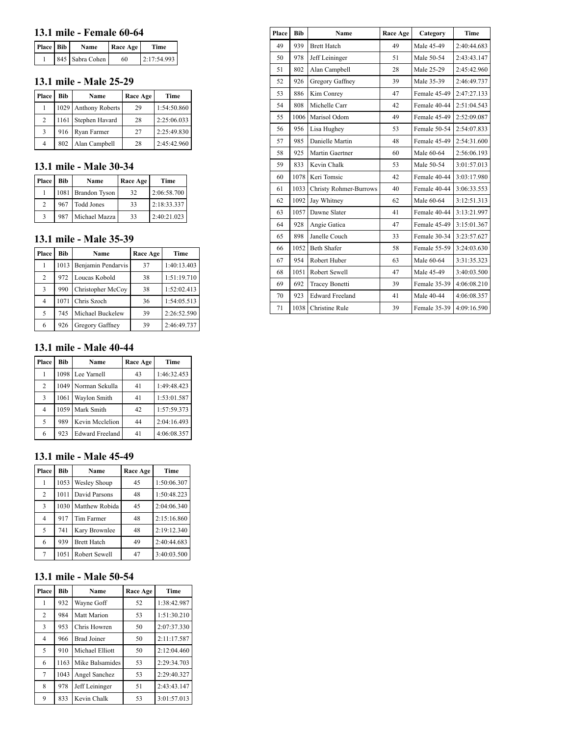## 13.1 mile - Female 60-64

| Place | Bib | Name | Race Age | Time |
|---|---|---|---|---|
| 1 | 845 | Sabra Cohen | 60 | 2:17:54.993 |

## 13.1 mile - Male 25-29

| Place | Bib | Name | Race Age | Time |
|---|---|---|---|---|
| 1 | 1029 | Anthony Roberts | 29 | 1:54:50.860 |
| 2 | 1161 | Stephen Havard | 28 | 2:25:06.033 |
| 3 | 916 | Ryan Farmer | 27 | 2:25:49.830 |
| 4 | 802 | Alan Campbell | 28 | 2:45:42.960 |

## 13.1 mile - Male 30-34

| Place | Bib | Name | Race Age | Time |
|---|---|---|---|---|
| 1 | 1081 | Brandon Tyson | 32 | 2:06:58.700 |
| 2 | 967 | Todd Jones | 33 | 2:18:33.337 |
| 3 | 987 | Michael Mazza | 33 | 2:40:21.023 |

## 13.1 mile - Male 35-39

| Place | Bib | Name | Race Age | Time |
|---|---|---|---|---|
| 1 | 1013 | Benjamin Pendarvis | 37 | 1:40:13.403 |
| 2 | 972 | Loucas Kobold | 38 | 1:51:19.710 |
| 3 | 990 | Christopher McCoy | 38 | 1:52:02.413 |
| 4 | 1071 | Chris Szoch | 36 | 1:54:05.513 |
| 5 | 745 | Michael Buckelew | 39 | 2:26:52.590 |
| 6 | 926 | Gregory Gaffney | 39 | 2:46:49.737 |

## 13.1 mile - Male 40-44

| Place | Bib | Name | Race Age | Time |
|---|---|---|---|---|
| 1 | 1098 | Lee Yarnell | 43 | 1:46:32.453 |
| 2 | 1049 | Norman Sekulla | 41 | 1:49:48.423 |
| 3 | 1061 | Waylon Smith | 41 | 1:53:01.587 |
| 4 | 1059 | Mark Smith | 42 | 1:57:59.373 |
| 5 | 989 | Kevin Mcclelion | 44 | 2:04:16.493 |
| 6 | 923 | Edward Freeland | 41 | 4:06:08.357 |

## 13.1 mile - Male 45-49

| Place | Bib | Name | Race Age | Time |
|---|---|---|---|---|
| 1 | 1053 | Wesley Shoup | 45 | 1:50:06.307 |
| 2 | 1011 | David Parsons | 48 | 1:50:48.223 |
| 3 | 1030 | Matthew Robida | 45 | 2:04:06.340 |
| 4 | 917 | Tim Farmer | 48 | 2:15:16.860 |
| 5 | 741 | Kary Brownlee | 48 | 2:19:12.340 |
| 6 | 939 | Brett Hatch | 49 | 2:40:44.683 |
| 7 | 1051 | Robert Sewell | 47 | 3:40:03.500 |

## 13.1 mile - Male 50-54

| Place | Bib | Name | Race Age | Time |
|---|---|---|---|---|
| 1 | 932 | Wayne Goff | 52 | 1:38:42.987 |
| 2 | 984 | Matt Marion | 53 | 1:51:30.210 |
| 3 | 953 | Chris Howren | 50 | 2:07:37.330 |
| 4 | 966 | Brad Joiner | 50 | 2:11:17.587 |
| 5 | 910 | Michael Elliott | 50 | 2:12:04.460 |
| 6 | 1163 | Mike Balsamides | 53 | 2:29:34.703 |
| 7 | 1043 | Angel Sanchez | 53 | 2:29:40.327 |
| 8 | 978 | Jeff Leininger | 51 | 2:43:43.147 |
| 9 | 833 | Kevin Chalk | 53 | 3:01:57.013 |

| Place | Bib | Name | Race Age | Category | Time |
|---|---|---|---|---|---|
| 49 | 939 | Brett Hatch | 49 | Male 45-49 | 2:40:44.683 |
| 50 | 978 | Jeff Leininger | 51 | Male 50-54 | 2:43:43.147 |
| 51 | 802 | Alan Campbell | 28 | Male 25-29 | 2:45:42.960 |
| 52 | 926 | Gregory Gaffney | 39 | Male 35-39 | 2:46:49.737 |
| 53 | 886 | Kim Conrey | 47 | Female 45-49 | 2:47:27.133 |
| 54 | 808 | Michelle Carr | 42 | Female 40-44 | 2:51:04.543 |
| 55 | 1006 | Marisol Odom | 49 | Female 45-49 | 2:52:09.087 |
| 56 | 956 | Lisa Hughey | 53 | Female 50-54 | 2:54:07.833 |
| 57 | 985 | Danielle Martin | 48 | Female 45-49 | 2:54:31.600 |
| 58 | 925 | Martin Gaertner | 60 | Male 60-64 | 2:56:06.193 |
| 59 | 833 | Kevin Chalk | 53 | Male 50-54 | 3:01:57.013 |
| 60 | 1078 | Keri Tomsic | 42 | Female 40-44 | 3:03:17.980 |
| 61 | 1033 | Christy Rohmer-Burrows | 40 | Female 40-44 | 3:06:33.553 |
| 62 | 1092 | Jay Whitney | 62 | Male 60-64 | 3:12:51.313 |
| 63 | 1057 | Dawne Slater | 41 | Female 40-44 | 3:13:21.997 |
| 64 | 928 | Angie Gatica | 47 | Female 45-49 | 3:15:01.367 |
| 65 | 898 | Janelle Couch | 33 | Female 30-34 | 3:23:57.627 |
| 66 | 1052 | Beth Shafer | 58 | Female 55-59 | 3:24:03.630 |
| 67 | 954 | Robert Huber | 63 | Male 60-64 | 3:31:35.323 |
| 68 | 1051 | Robert Sewell | 47 | Male 45-49 | 3:40:03.500 |
| 69 | 692 | Tracey Bonetti | 39 | Female 35-39 | 4:06:08.210 |
| 70 | 923 | Edward Freeland | 41 | Male 40-44 | 4:06:08.357 |
| 71 | 1038 | Christine Rule | 39 | Female 35-39 | 4:09:16.590 |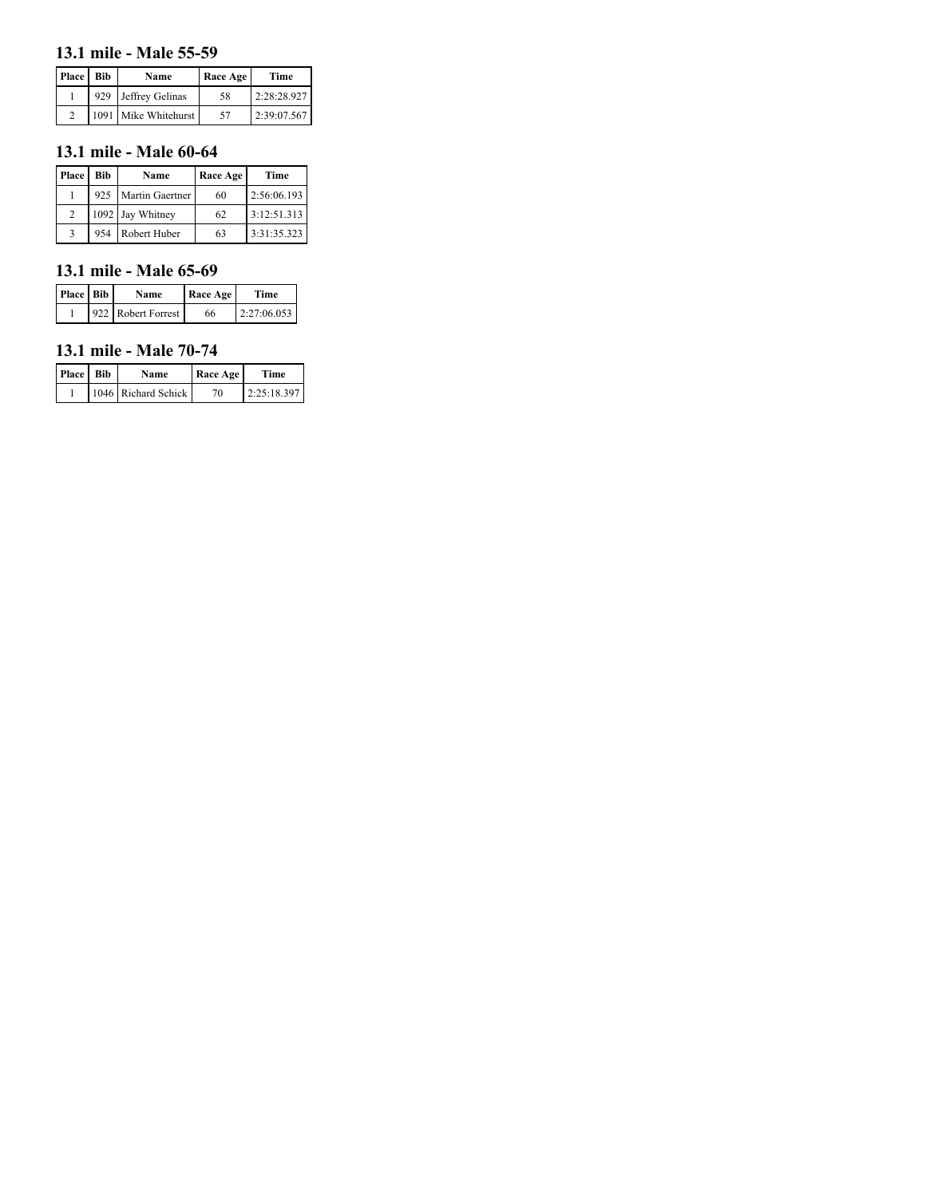### 13.1 mile - Male 55-59

| Place | Bib | Name | Race Age | Time |
|---|---|---|---|---|
| 1 | 929 | Jeffrey Gelinas | 58 | 2:28:28.927 |
| 2 | 1091 | Mike Whitehurst | 57 | 2:39:07.567 |

### 13.1 mile - Male 60-64

| Place | Bib | Name | Race Age | Time |
|---|---|---|---|---|
| 1 | 925 | Martin Gaertner | 60 | 2:56:06.193 |
| 2 | 1092 | Jay Whitney | 62 | 3:12:51.313 |
| 3 | 954 | Robert Huber | 63 | 3:31:35.323 |

### 13.1 mile - Male 65-69

| Place | Bib | Name | Race Age | Time |
|---|---|---|---|---|
| 1 | 922 | Robert Forrest | 66 | 2:27:06.053 |

### 13.1 mile - Male 70-74

| Place | Bib | Name | Race Age | Time |
|---|---|---|---|---|
| 1 | 1046 | Richard Schick | 70 | 2:25:18.397 |